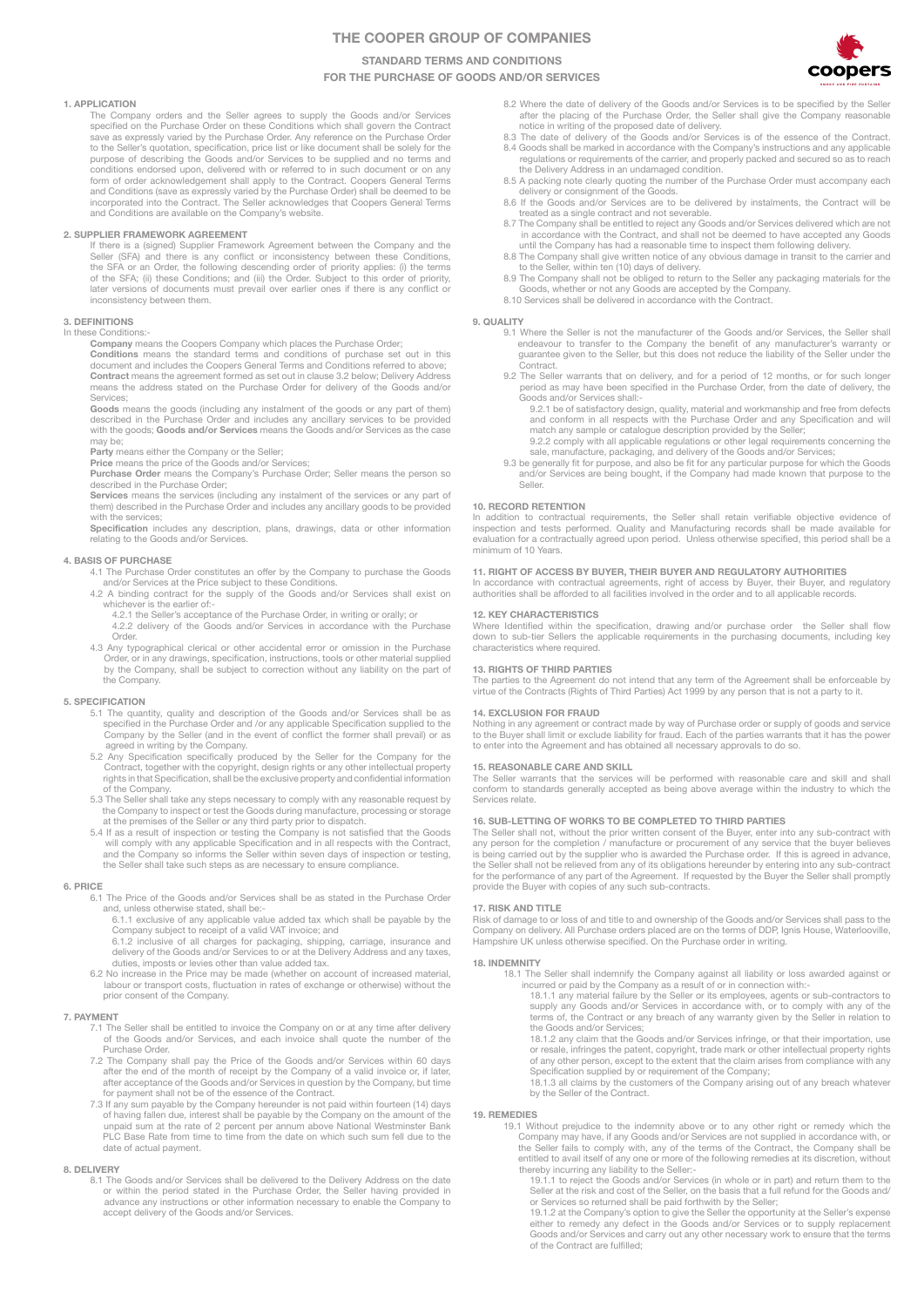# THE COOPER GROUP OF COMPANIES

## STANDARD TERMS AND CONDITIONS
## FOR THE PURCHASE OF GOODS AND/OR SERVICES

### 1. APPLICATION

The Company orders and the Seller agrees to supply the Goods and/or Services specified on the Purchase Order on these Conditions which shall govern the Contract save as expressly varied by the Purchase Order. Any reference on the Purchase Order to the Seller's quotation, specification, price list or like document shall be solely for the purpose of describing the Goods and/or Services to be supplied and no terms and conditions endorsed upon, delivered with or referred to in such document or on any form of order acknowledgement shall apply to the Contract. Coopers General Terms and Conditions (save as expressly varied by the Purchase Order) shall be deemed to be incorporated into the Contract. The Seller acknowledges that Coopers General Terms and Conditions are available on the Company's website.

### 2. SUPPLIER FRAMEWORK AGREEMENT

If there is a (signed) Supplier Framework Agreement between the Company and the Seller (SFA) and there is any conflict or inconsistency between these Conditions, the SFA or an Order, the following descending order of priority applies: (i) the terms of the SFA; (ii) these Conditions; and (iii) the Order. Subject to this order of priority, later versions of documents must prevail over earlier ones if there is any conflict or inconsistency between them.

### 3. DEFINITIONS

In these Conditions:-

**Company** means the Coopers Company which places the Purchase Order;

**Conditions** means the standard terms and conditions of purchase set out in this document and includes the Coopers General Terms and Conditions referred to above;

**Contract** means the agreement formed as set out in clause 3.2 below; Delivery Address means the address stated on the Purchase Order for delivery of the Goods and/or Services;

**Goods** means the goods (including any instalment of the goods or any part of them) described in the Purchase Order and includes any ancillary services to be provided with the goods; **Goods and/or Services** means the Goods and/or Services as the case may be;

**Party** means either the Company or the Seller;

**Price** means the price of the Goods and/or Services;

**Purchase Order** means the Company's Purchase Order; Seller means the person so described in the Purchase Order;

**Services** means the services (including any instalment of the services or any part of them) described in the Purchase Order and includes any ancillary goods to be provided with the services;

**Specification** includes any description, plans, drawings, data or other information relating to the Goods and/or Services.

### 4. BASIS OF PURCHASE

4.1 The Purchase Order constitutes an offer by the Company to purchase the Goods and/or Services at the Price subject to these Conditions.

4.2 A binding contract for the supply of the Goods and/or Services shall exist on whichever is the earlier of:-

4.2.1 the Seller's acceptance of the Purchase Order, in writing or orally; or

4.2.2 delivery of the Goods and/or Services in accordance with the Purchase Order.

4.3 Any typographical clerical or other accidental error or omission in the Purchase Order, or in any drawings, specification, instructions, tools or other material supplied by the Company, shall be subject to correction without any liability on the part of the Company.

### 5. SPECIFICATION

5.1 The quantity, quality and description of the Goods and/or Services shall be as specified in the Purchase Order and /or any applicable Specification supplied to the Company by the Seller (and in the event of conflict the former shall prevail) or as agreed in writing by the Company.

5.2 Any Specification specifically produced by the Seller for the Company for the Contract, together with the copyright, design rights or any other intellectual property rights in that Specification, shall be the exclusive property and confidential information of the Company.

5.3 The Seller shall take any steps necessary to comply with any reasonable request by the Company to inspect or test the Goods during manufacture, processing or storage at the premises of the Seller or any third party prior to dispatch.

5.4 If as a result of inspection or testing the Company is not satisfied that the Goods will comply with any applicable Specification and in all respects with the Contract, and the Company so informs the Seller within seven days of inspection or testing, the Seller shall take such steps as are necessary to ensure compliance.

### 6. PRICE

6.1 The Price of the Goods and/or Services shall be as stated in the Purchase Order and, unless otherwise stated, shall be:-

6.1.1 exclusive of any applicable value added tax which shall be payable by the Company subject to receipt of a valid VAT invoice; and

6.1.2 inclusive of all charges for packaging, shipping, carriage, insurance and delivery of the Goods and/or Services to or at the Delivery Address and any taxes, duties, imposts or levies other than value added tax.

6.2 No increase in the Price may be made (whether on account of increased material, labour or transport costs, fluctuation in rates of exchange or otherwise) without the prior consent of the Company.

### 7. PAYMENT

7.1 The Seller shall be entitled to invoice the Company on or at any time after delivery of the Goods and/or Services, and each invoice shall quote the number of the Purchase Order.

7.2 The Company shall pay the Price of the Goods and/or Services within 60 days after the end of the month of receipt by the Company of a valid invoice or, if later, after acceptance of the Goods and/or Services in question by the Company, but time for payment shall not be of the essence of the Contract.

7.3 If any sum payable by the Company hereunder is not paid within fourteen (14) days of having fallen due, interest shall be payable by the Company on the amount of the unpaid sum at the rate of 2 percent per annum above National Westminster Bank PLC Base Rate from time to time from the date on which such sum fell due to the date of actual payment.

### 8. DELIVERY

8.1 The Goods and/or Services shall be delivered to the Delivery Address on the date or within the period stated in the Purchase Order, the Seller having provided in advance any instructions or other information necessary to enable the Company to accept delivery of the Goods and/or Services.

8.2 Where the date of delivery of the Goods and/or Services is to be specified by the Seller after the placing of the Purchase Order, the Seller shall give the Company reasonable notice in writing of the proposed date of delivery.

8.3 The date of delivery of the Goods and/or Services is of the essence of the Contract.

8.4 Goods shall be marked in accordance with the Company's instructions and any applicable regulations or requirements of the carrier, and properly packed and secured so as to reach the Delivery Address in an undamaged condition.

8.5 A packing note clearly quoting the number of the Purchase Order must accompany each delivery or consignment of the Goods.

8.6 If the Goods and/or Services are to be delivered by instalments, the Contract will be treated as a single contract and not severable.

8.7 The Company shall be entitled to reject any Goods and/or Services delivered which are not in accordance with the Contract, and shall not be deemed to have accepted any Goods until the Company has had a reasonable time to inspect them following delivery.

8.8 The Company shall give written notice of any obvious damage in transit to the carrier and to the Seller, within ten (10) days of delivery.

8.9 The Company shall not be obliged to return to the Seller any packaging materials for the Goods, whether or not any Goods are accepted by the Company.

8.10 Services shall be delivered in accordance with the Contract.

### 9. QUALITY

9.1 Where the Seller is not the manufacturer of the Goods and/or Services, the Seller shall endeavour to transfer to the Company the benefit of any manufacturer's warranty or guarantee given to the Seller, but this does not reduce the liability of the Seller under the Contract.

9.2 The Seller warrants that on delivery, and for a period of 12 months, or for such longer period as may have been specified in the Purchase Order, from the date of delivery, the Goods and/or Services shall:-

9.2.1 be of satisfactory design, quality, material and workmanship and free from defects and conform in all respects with the Purchase Order and any Specification and will match any sample or catalogue description provided by the Seller;

9.2.2 comply with all applicable regulations or other legal requirements concerning the sale, manufacture, packaging, and delivery of the Goods and/or Services;

9.3 be generally fit for purpose, and also be fit for any particular purpose for which the Goods and/or Services are being bought, if the Company had made known that purpose to the Seller.

### 10. RECORD RETENTION

In addition to contractual requirements, the Seller shall retain verifiable objective evidence of inspection and tests performed. Quality and Manufacturing records shall be made available for evaluation for a contractually agreed upon period. Unless otherwise specified, this period shall be a minimum of 10 Years.

### 11. RIGHT OF ACCESS BY BUYER, THEIR BUYER AND REGULATORY AUTHORITIES

In accordance with contractual agreements, right of access by Buyer, their Buyer, and regulatory authorities shall be afforded to all facilities involved in the order and to all applicable records.

### 12. KEY CHARACTERISTICS

Where Identified within the specification, drawing and/or purchase order the Seller shall flow down to sub-tier Sellers the applicable requirements in the purchasing documents, including key characteristics where required.

### 13. RIGHTS OF THIRD PARTIES

The parties to the Agreement do not intend that any term of the Agreement shall be enforceable by virtue of the Contracts (Rights of Third Parties) Act 1999 by any person that is not a party to it.

### 14. EXCLUSION FOR FRAUD

Nothing in any agreement or contract made by way of Purchase order or supply of goods and service to the Buyer shall limit or exclude liability for fraud. Each of the parties warrants that it has the power to enter into the Agreement and has obtained all necessary approvals to do so.

### 15. REASONABLE CARE AND SKILL

The Seller warrants that the services will be performed with reasonable care and skill and shall conform to standards generally accepted as being above average within the industry to which the Services relate.

### 16. SUB-LETTING OF WORKS TO BE COMPLETED TO THIRD PARTIES

The Seller shall not, without the prior written consent of the Buyer, enter into any sub-contract with any person for the completion / manufacture or procurement of any service that the buyer believes is being carried out by the supplier who is awarded the Purchase order. If this is agreed in advance, the Seller shall not be relieved from any of its obligations hereunder by entering into any sub-contract for the performance of any part of the Agreement. If requested by the Buyer the Seller shall promptly provide the Buyer with copies of any such sub-contracts.

### 17. RISK AND TITLE

Risk of damage to or loss of and title to and ownership of the Goods and/or Services shall pass to the Company on delivery. All Purchase orders placed are on the terms of DDP, Ignis House, Waterlooville, Hampshire UK unless otherwise specified. On the Purchase order in writing.

### 18. INDEMNITY

18.1 The Seller shall indemnify the Company against all liability or loss awarded against or incurred or paid by the Company as a result of or in connection with:-

18.1.1 any material failure by the Seller or its employees, agents or sub-contractors to supply any Goods and/or Services in accordance with, or to comply with any of the terms of, the Contract or any breach of any warranty given by the Seller in relation to the Goods and/or Services;

18.1.2 any claim that the Goods and/or Services infringe, or that their importation, use or resale, infringes the patent, copyright, trade mark or other intellectual property rights of any other person, except to the extent that the claim arises from compliance with any Specification supplied by or requirement of the Company;

18.1.3 all claims by the customers of the Company arising out of any breach whatever by the Seller of the Contract.

### 19. REMEDIES

19.1 Without prejudice to the indemnity above or to any other right or remedy which the Company may have, if any Goods and/or Services are not supplied in accordance with, or the Seller fails to comply with, any of the terms of the Contract, the Company shall be entitled to avail itself of any one or more of the following remedies at its discretion, without thereby incurring any liability to the Seller:-

19.1.1 to reject the Goods and/or Services (in whole or in part) and return them to the Seller at the risk and cost of the Seller, on the basis that a full refund for the Goods and/ or Services so returned shall be paid forthwith by the Seller;

19.1.2 at the Company's option to give the Seller the opportunity at the Seller's expense either to remedy any defect in the Goods and/or Services or to supply replacement Goods and/or Services and carry out any other necessary work to ensure that the terms of the Contract are fulfilled;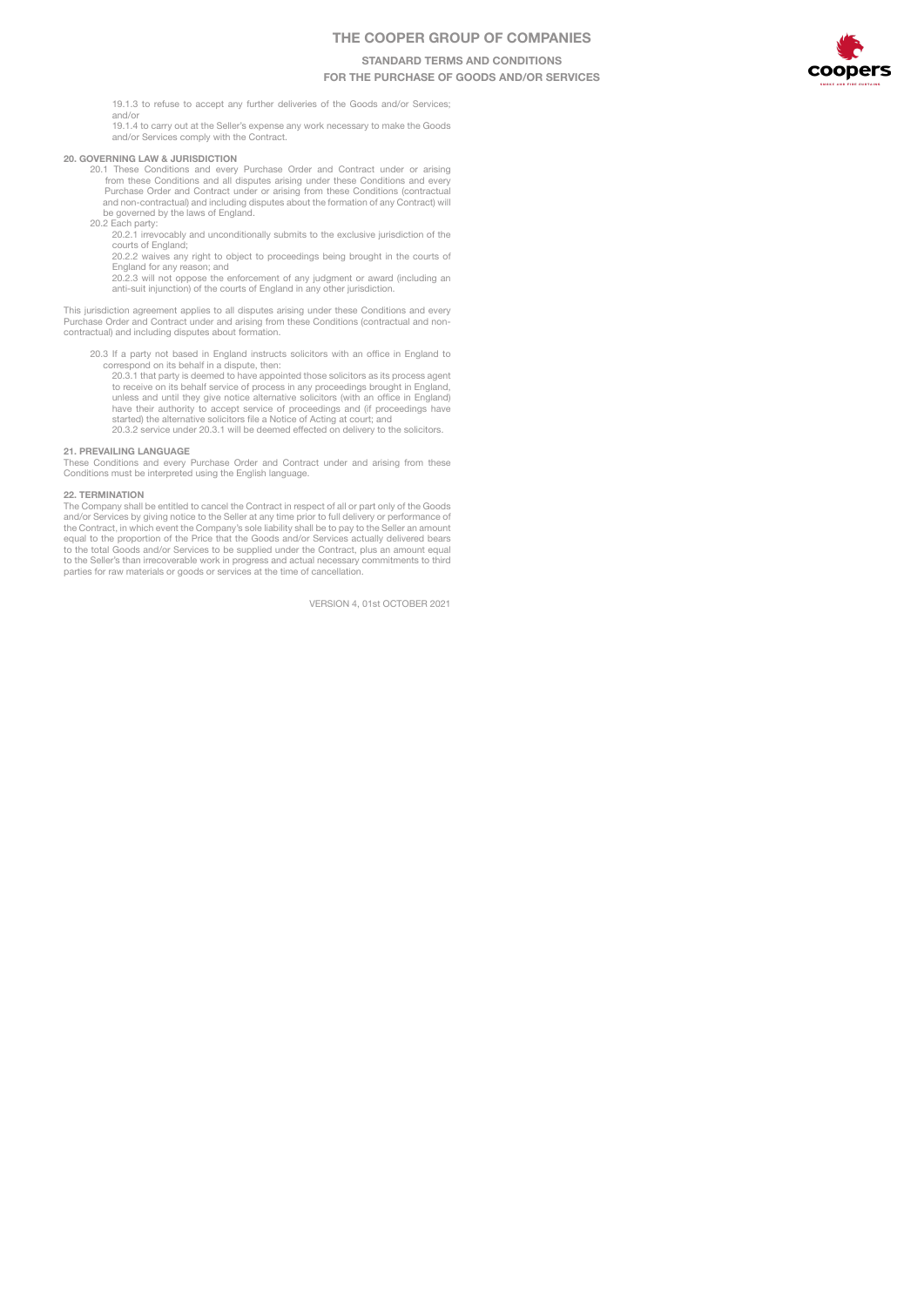19.1.3 to refuse to accept any further deliveries of the Goods and/or Services; and/or

19.1.4 to carry out at the Seller's expense any work necessary to make the Goods and/or Services comply with the Contract.

**20. GOVERNING LAW & JURISDICTION**

20.1 These Conditions and every Purchase Order and Contract under or arising from these Conditions and all disputes arising under these Conditions and every Purchase Order and Contract under or arising from these Conditions (contractual and non-contractual) and including disputes about the formation of any Contract) will be governed by the laws of England.

20.2 Each party:

20.2.1 irrevocably and unconditionally submits to the exclusive jurisdiction of the courts of England;

20.2.2 waives any right to object to proceedings being brought in the courts of England for any reason; and

20.2.3 will not oppose the enforcement of any judgment or award (including an anti-suit injunction) of the courts of England in any other jurisdiction.

This jurisdiction agreement applies to all disputes arising under these Conditions and every Purchase Order and Contract under and arising from these Conditions (contractual and non-contractual) and including disputes about formation.

20.3 If a party not based in England instructs solicitors with an office in England to correspond on its behalf in a dispute, then:

20.3.1 that party is deemed to have appointed those solicitors as its process agent to receive on its behalf service of process in any proceedings brought in England, unless and until they give notice alternative solicitors (with an office in England) have their authority to accept service of proceedings and (if proceedings have started) the alternative solicitors file a Notice of Acting at court; and

20.3.2 service under 20.3.1 will be deemed effected on delivery to the solicitors.

**21. PREVAILING LANGUAGE**

These Conditions and every Purchase Order and Contract under and arising from these Conditions must be interpreted using the English language.

**22. TERMINATION**

The Company shall be entitled to cancel the Contract in respect of all or part only of the Goods and/or Services by giving notice to the Seller at any time prior to full delivery or performance of the Contract, in which event the Company's sole liability shall be to pay to the Seller an amount equal to the proportion of the Price that the Goods and/or Services actually delivered bears to the total Goods and/or Services to be supplied under the Contract, plus an amount equal to the Seller's than irrecoverable work in progress and actual necessary commitments to third parties for raw materials or goods or services at the time of cancellation.

VERSION 4, 01st OCTOBER 2021